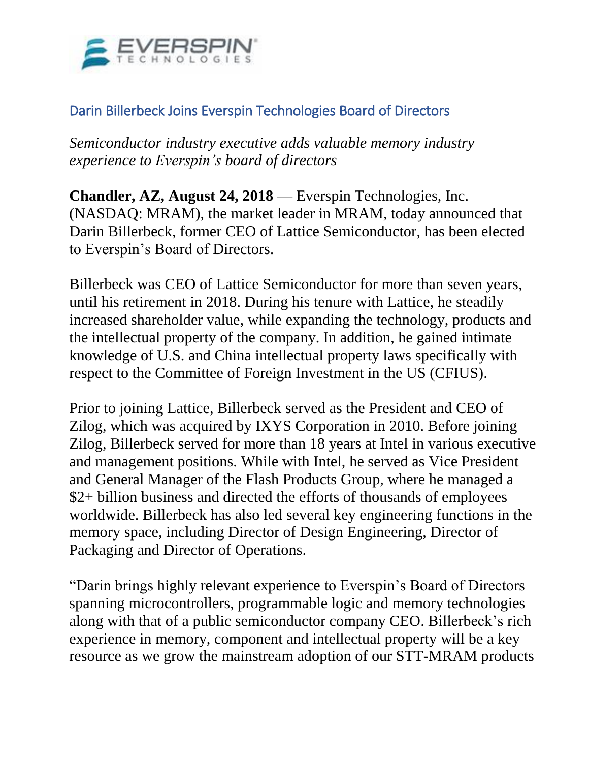# Darin Billerbeck Joins Everspin Technologies Board of Directors

*Semiconductor industry executive adds valuable memory industry experience to Everspin's board of directors*

**Chandler, AZ, August 24, 2018** — Everspin Technologies, Inc. (NASDAQ: MRAM), the market leader in MRAM, today announced that Darin Billerbeck, former CEO of Lattice Semiconductor, has been elected to Everspin's Board of Directors.

Billerbeck was CEO of Lattice Semiconductor for more than seven years, until his retirement in 2018. During his tenure with Lattice, he steadily increased shareholder value, while expanding the technology, products and the intellectual property of the company. In addition, he gained intimate knowledge of U.S. and China intellectual property laws specifically with respect to the Committee of Foreign Investment in the US (CFIUS).

Prior to joining Lattice, Billerbeck served as the President and CEO of Zilog, which was acquired by IXYS Corporation in 2010. Before joining Zilog, Billerbeck served for more than 18 years at Intel in various executive and management positions. While with Intel, he served as Vice President and General Manager of the Flash Products Group, where he managed a $2+ billion business and directed the efforts of thousands of employees worldwide. Billerbeck has also led several key engineering functions in the memory space, including Director of Design Engineering, Director of Packaging and Director of Operations.

"Darin brings highly relevant experience to Everspin's Board of Directors spanning microcontrollers, programmable logic and memory technologies along with that of a public semiconductor company CEO. Billerbeck's rich experience in memory, component and intellectual property will be a key resource as we grow the mainstream adoption of our STT-MRAM products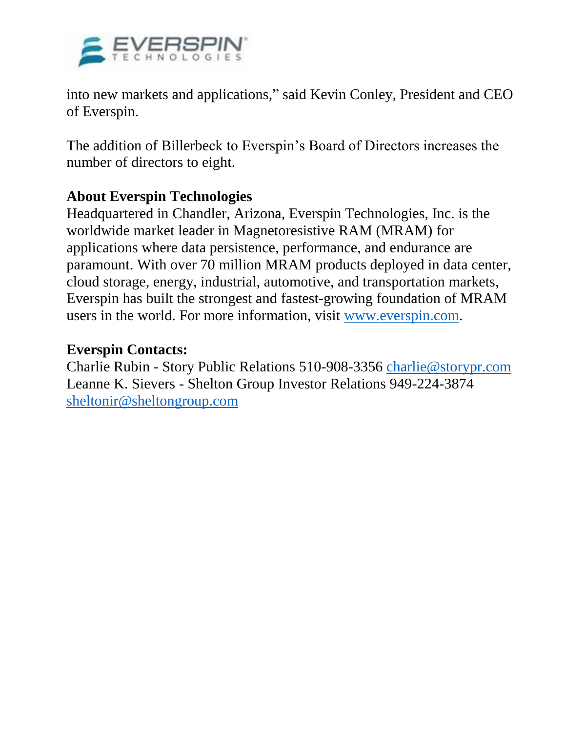into new markets and applications," said Kevin Conley, President and CEO of Everspin.

The addition of Billerbeck to Everspin's Board of Directors increases the number of directors to eight.

**About Everspin Technologies**

Headquartered in Chandler, Arizona, Everspin Technologies, Inc. is the worldwide market leader in Magnetoresistive RAM (MRAM) for applications where data persistence, performance, and endurance are paramount. With over 70 million MRAM products deployed in data center, cloud storage, energy, industrial, automotive, and transportation markets, Everspin has built the strongest and fastest-growing foundation of MRAM users in the world. For more information, visit [www.everspin.com](http://www.everspin.com).

**Everspin Contacts:**

Charlie Rubin - Story Public Relations 510-908-3356 [charlie@storypr.com](mailto:charlie@storypr.com)
Leanne K. Sievers - Shelton Group Investor Relations 949-224-3874 [sheltonir@sheltongroup.com](mailto:sheltonir@sheltongroup.com)